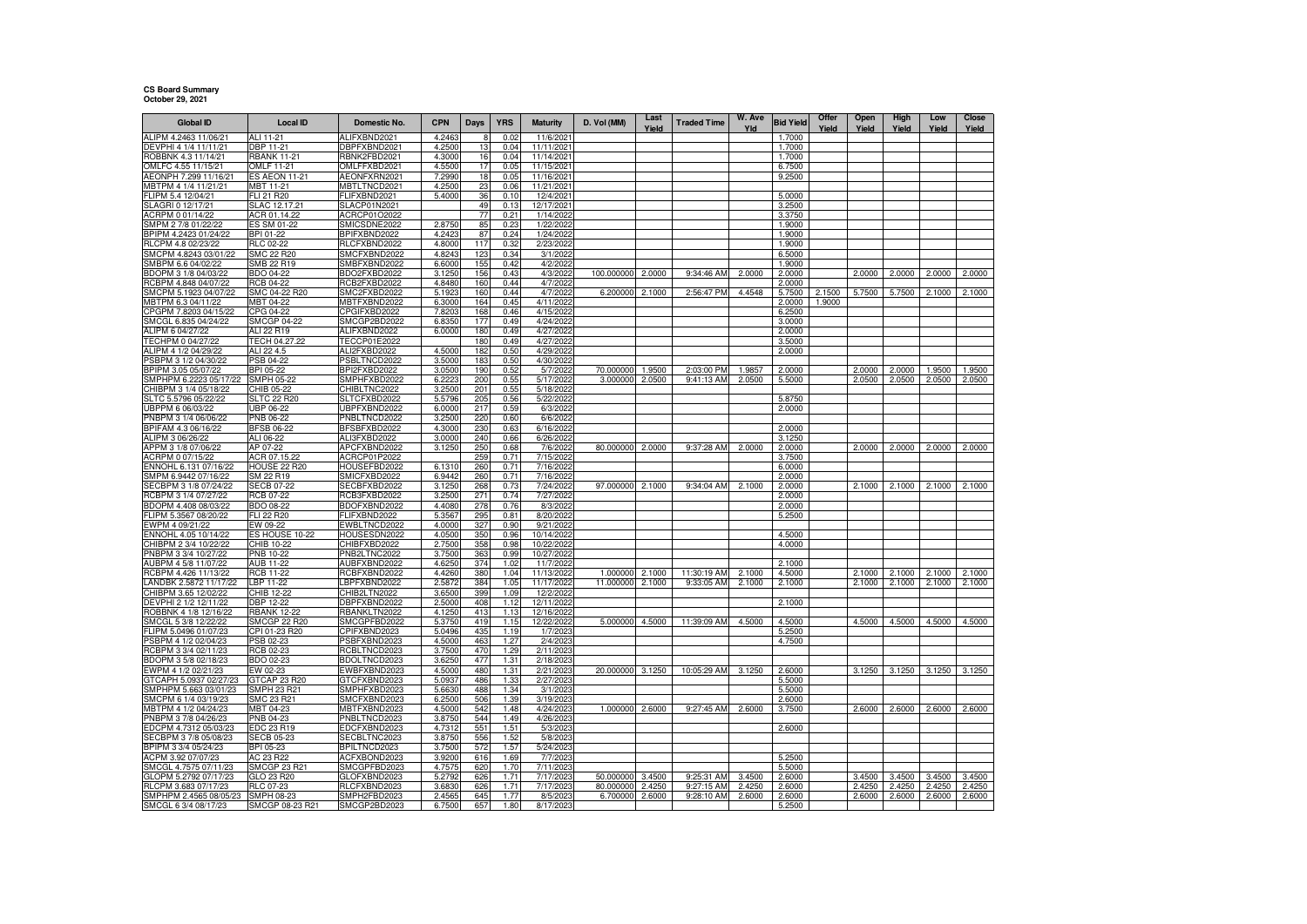**CS Board Summary**
**October 29, 2021**

| Global ID | Local ID | Domestic No. | CPN | Days | YRS | Maturity | D. Vol (MM) | Last Yield | Traded Time | W. Ave Yld | Bid Yield | Offer Yield | Open Yield | High Yield | Low Yield | Close Yield |
|---|---|---|---|---|---|---|---|---|---|---|---|---|---|---|---|---|
| ALIPM 4.2463 11/06/21 | ALI 11-21 | ALIFXBND2021 | 4.2463 | 8 | 0.02 | 11/6/2021 | | | | | 1.7000 | | | | | |
| DEVPHI 4 1/4 11/11/21 | DBP 11-21 | DBPFXBND2021 | 4.2500 | 13 | 0.04 | 11/11/2021 | | | | | 1.7000 | | | | | |
| ROBBNK 4.3 11/14/21 | RBANK 11-21 | RBNK2FBD2021 | 4.3000 | 16 | 0.04 | 11/14/2021 | | | | | 1.7000 | | | | | |
| OMLFC 4.55 11/15/21 | OMLF 11-21 | OMLFFXBD2021 | 4.5500 | 17 | 0.05 | 11/15/2021 | | | | | 6.7500 | | | | | |
| AEONPH 7.299 11/16/21 | ES AEON 11-21 | AEONFXRN2021 | 7.2990 | 18 | 0.05 | 11/16/2021 | | | | | 9.2500 | | | | | |
| MBTPM 4 1/4 11/21/21 | MBT 11-21 | MBTLTNCD2021 | 4.2500 | 23 | 0.06 | 11/21/2021 | | | | | | | | | | |
| FLIPM 5.4 12/04/21 | FLI 21 R20 | FLIFXBND2021 | 5.4000 | 36 | 0.10 | 12/4/2021 | | | | | 5.0000 | | | | | |
| SLAGRI 0 12/17/21 | SLAC 12.17.21 | SLACP01N2021 | | 49 | 0.13 | 12/17/2021 | | | | | 3.2500 | | | | | |
| ACRPM 0 01/14/22 | ACR 01.14.22 | ACRCP01O2022 | | 77 | 0.21 | 1/14/2022 | | | | | 3.3750 | | | | | |
| SMPM 2 7/8 01/22/22 | ES SM 01-22 | SMICSDNE2022 | 2.8750 | 85 | 0.23 | 1/22/2022 | | | | | 1.9000 | | | | | |
| BPIPM 4.2423 01/24/22 | BPI 01-22 | BPIFXBND2022 | 4.2423 | 87 | 0.24 | 1/24/2022 | | | | | 1.9000 | | | | | |
| RLCPM 4.8 02/23/22 | RLC 02-22 | RLCFXBND2022 | 4.8000 | 117 | 0.32 | 2/23/2022 | | | | | 1.9000 | | | | | |
| SMCPM 4.8243 03/01/22 | SMC 22 R20 | SMCFXBND2022 | 4.8243 | 123 | 0.34 | 3/1/2022 | | | | | 6.5000 | | | | | |
| SMBPM 6.6 04/02/22 | SMB 22 R19 | SMBFXBND2022 | 6.6000 | 155 | 0.42 | 4/2/2022 | | | | | 1.9000 | | | | | |
| BDOPM 3 1/8 04/03/22 | BDO 04-22 | BDO2FXBD2022 | 3.1250 | 156 | 0.43 | 4/3/2022 | 100.000000 | 2.0000 | 9:34:46 AM | 2.0000 | 2.0000 | | 2.0000 | 2.0000 | 2.0000 | 2.0000 |
| RCBPM 4.848 04/07/22 | RCB 04-22 | RCB2FXBD2022 | 4.8480 | 160 | 0.44 | 4/7/2022 | | | | | 2.0000 | | | | | |
| SMCPM 5.1923 04/07/22 | SMC 04-22 R20 | SMC2FXBD2022 | 5.1923 | 160 | 0.44 | 4/7/2022 | 6.200000 | 2.1000 | 2:56:47 PM | 4.4548 | 5.7500 | 2.1500 | 5.7500 | 5.7500 | 2.1000 | 2.1000 |
| MBTPM 6.3 04/11/22 | MBT 04-22 | MBTFXBND2022 | 6.3000 | 164 | 0.45 | 4/11/2022 | | | | | 2.0000 | 1.9000 | | | | |
| CPGPM 7.8203 04/15/22 | CPG 04-22 | CPGIFXBD2022 | 7.8203 | 168 | 0.46 | 4/15/2022 | | | | | 6.2500 | | | | | |
| SMCGL 6.835 04/24/22 | SMCGP 04-22 | SMCGP2BD2022 | 6.8350 | 177 | 0.49 | 4/24/2022 | | | | | 3.0000 | | | | | |
| ALIPM 6 04/27/22 | ALI 22 R19 | ALIFXBND2022 | 6.0000 | 180 | 0.49 | 4/27/2022 | | | | | 2.0000 | | | | | |
| TECHPM 0 04/27/22 | TECH 04.27.22 | TECCP01E2022 | | 180 | 0.49 | 4/27/2022 | | | | | 3.5000 | | | | | |
| ALIPM 4 1/2 04/29/22 | ALI 22 4.5 | ALI2FXBD2022 | 4.5000 | 182 | 0.50 | 4/29/2022 | | | | | 2.0000 | | | | | |
| PSBPM 3 1/2 04/30/22 | PSB 04-22 | PSBLTNCD2022 | 3.5000 | 183 | 0.50 | 4/30/2022 | | | | | | | | | | |
| BPIPM 3.05 05/07/22 | BPI 05-22 | BPI2FXBD2022 | 3.0500 | 190 | 0.52 | 5/7/2022 | 70.000000 | 1.9500 | 2:03:00 PM | 1.9857 | 2.0000 | | 2.0000 | 2.0000 | 1.9500 | 1.9500 |
| SMPHPM 6.2223 05/17/22 | SMPH 05-22 | SMPHFXBD2022 | 6.2223 | 200 | 0.55 | 5/17/2022 | 3.000000 | 2.0500 | 9:41:13 AM | 2.0500 | 5.5000 | | 2.0500 | 2.0500 | 2.0500 | 2.0500 |
| CHIBPM 3 1/4 05/18/22 | CHIB 05-22 | CHIBLTNC2022 | 3.2500 | 201 | 0.55 | 5/18/2022 | | | | | | | | | | |
| SLTC 5.5796 05/22/22 | SLTC 22 R20 | SLTCFXBD2022 | 5.5796 | 205 | 0.56 | 5/22/2022 | | | | | 5.8750 | | | | | |
| UBPPM 6 06/03/22 | UBP 06-22 | UBPFXBND2022 | 6.0000 | 217 | 0.59 | 6/3/2022 | | | | | 2.0000 | | | | | |
| PNBPM 3 1/4 06/06/22 | PNB 06-22 | PNBLTNCD2022 | 3.2500 | 220 | 0.60 | 6/6/2022 | | | | | | | | | | |
| BPIFAM 4.3 06/16/22 | BFSB 06-22 | BFSBFXBD2022 | 4.3000 | 230 | 0.63 | 6/16/2022 | | | | | 2.0000 | | | | | |
| ALIPM 3 06/26/22 | ALI 06-22 | ALI3FXBD2022 | 3.0000 | 240 | 0.66 | 6/26/2022 | | | | | 3.1250 | | | | | |
| APPM 3 1/8 07/06/22 | AP 07-22 | APCFXBND2022 | 3.1250 | 250 | 0.68 | 7/6/2022 | 80.000000 | 2.0000 | 9:37:28 AM | 2.0000 | 2.0000 | | 2.0000 | 2.0000 | 2.0000 | 2.0000 |
| ACRPM 0 07/15/22 | ACR 07.15.22 | ACRCP01P2022 | | 259 | 0.71 | 7/15/2022 | | | | | 3.7500 | | | | | |
| ENNOHL 6.131 07/16/22 | HOUSE 22 R20 | HOUSEFBD2022 | 6.1310 | 260 | 0.71 | 7/16/2022 | | | | | 6.0000 | | | | | |
| SMPM 6.9442 07/16/22 | SM 22 R19 | SMICFXBD2022 | 6.9442 | 260 | 0.71 | 7/16/2022 | | | | | 2.0000 | | | | | |
| SECBPM 3 1/8 07/24/22 | SECB 07-22 | SECBFXBD2022 | 3.1250 | 268 | 0.73 | 7/24/2022 | 97.000000 | 2.1000 | 9:34:04 AM | 2.1000 | 2.0000 | | 2.1000 | 2.1000 | 2.1000 | 2.1000 |
| RCBPM 3 1/4 07/27/22 | RCB 07-22 | RCB3FXBD2022 | 3.2500 | 271 | 0.74 | 7/27/2022 | | | | | 2.0000 | | | | | |
| BDOPM 4.408 08/03/22 | BDO 08-22 | BDOFXBND2022 | 4.4080 | 278 | 0.76 | 8/3/2022 | | | | | 2.0000 | | | | | |
| FLIPM 5.3567 08/20/22 | FLI 22 R20 | FLIFXBND2022 | 5.3567 | 295 | 0.81 | 8/20/2022 | | | | | 5.2500 | | | | | |
| EWPM 4 09/21/22 | EW 09-22 | EWBLTNCD2022 | 4.0000 | 327 | 0.90 | 9/21/2022 | | | | | | | | | | |
| ENNOHL 4.05 10/14/22 | ES HOUSE 10-22 | HOUSESDN2022 | 4.0500 | 350 | 0.96 | 10/14/2022 | | | | | 4.5000 | | | | | |
| CHIBPM 2 3/4 10/22/22 | CHIB 10-22 | CHIBFXBD2022 | 2.7500 | 358 | 0.98 | 10/22/2022 | | | | | 4.0000 | | | | | |
| PNBPM 3 3/4 10/27/22 | PNB 10-22 | PNB2LTNC2022 | 3.7500 | 363 | 0.99 | 10/27/2022 | | | | | | | | | | |
| AUBPM 4 5/8 11/07/22 | AUB 11-22 | AUBFXBND2022 | 4.6250 | 374 | 1.02 | 11/7/2022 | | | | | 2.1000 | | | | | |
| RCBPM 4.426 11/13/22 | RCB 11-22 | RCBFXBND2022 | 4.4260 | 380 | 1.04 | 11/13/2022 | 1.000000 | 2.1000 | 11:30:19 AM | 2.1000 | 4.5000 | | 2.1000 | 2.1000 | 2.1000 | 2.1000 |
| LANDBK 2.5872 11/17/22 | LBP 11-22 | LBPFXBND2022 | 2.5872 | 384 | 1.05 | 11/17/2022 | 11.000000 | 2.1000 | 9:33:05 AM | 2.1000 | 2.1000 | | 2.1000 | 2.1000 | 2.1000 | 2.1000 |
| CHIBPM 3.65 12/02/22 | CHIB 12-22 | CHIB2LTN2022 | 3.6500 | 399 | 1.09 | 12/2/2022 | | | | | | | | | | |
| DEVPHI 2 1/2 12/11/22 | DBP 12-22 | DBPFXBND2022 | 2.5000 | 408 | 1.12 | 12/11/2022 | | | | | 2.1000 | | | | | |
| ROBBNK 4 1/8 12/16/22 | RBANK 12-22 | RBANKLTN2022 | 4.1250 | 413 | 1.13 | 12/16/2022 | | | | | | | | | | |
| SMCGL 5 3/8 12/22/22 | SMCGP 22 R20 | SMCGPFBD2022 | 5.3750 | 419 | 1.15 | 12/22/2022 | 5.000000 | 4.5000 | 11:39:09 AM | 4.5000 | 4.5000 | | 4.5000 | 4.5000 | 4.5000 | 4.5000 |
| FLIPM 5.0496 01/07/23 | CPI 01-23 R20 | CPIFXBND2023 | 5.0496 | 435 | 1.19 | 1/7/2023 | | | | | 5.2500 | | | | | |
| PSBPM 4 1/2 02/04/23 | PSB 02-23 | PSBFXBND2023 | 4.5000 | 463 | 1.27 | 2/4/2023 | | | | | 4.7500 | | | | | |
| RCBPM 3 3/4 02/11/23 | RCB 02-23 | RCBLTNCD2023 | 3.7500 | 470 | 1.29 | 2/11/2023 | | | | | | | | | | |
| BDOPM 3 5/8 02/18/23 | BDO 02-23 | BDOLTNCD2023 | 3.6250 | 477 | 1.31 | 2/18/2023 | | | | | | | | | | |
| EWPM 4 1/2 02/21/23 | EW 02-23 | EWBFXBND2023 | 4.5000 | 480 | 1.31 | 2/21/2023 | 20.000000 | 3.1250 | 10:05:29 AM | 3.1250 | 2.6000 | | 3.1250 | 3.1250 | 3.1250 | 3.1250 |
| GTCAPH 5.0937 02/27/23 | GTCAP 23 R20 | GTCFXBND2023 | 5.0937 | 486 | 1.33 | 2/27/2023 | | | | | 5.5000 | | | | | |
| SMPHPM 5.663 03/01/23 | SMPH 23 R21 | SMPHFXBD2023 | 5.6630 | 488 | 1.34 | 3/1/2023 | | | | | 5.5000 | | | | | |
| SMCPM 6 1/4 03/19/23 | SMC 23 R21 | SMCFXBND2023 | 6.2500 | 506 | 1.39 | 3/19/2023 | | | | | 2.6000 | | | | | |
| MBTPM 4 1/2 04/24/23 | MBT 04-23 | MBTFXBND2023 | 4.5000 | 542 | 1.48 | 4/24/2023 | 1.000000 | 2.6000 | 9:27:45 AM | 2.6000 | 3.7500 | | 2.6000 | 2.6000 | 2.6000 | 2.6000 |
| PNBPM 3 7/8 04/26/23 | PNB 04-23 | PNBLTNCD2023 | 3.8750 | 544 | 1.49 | 4/26/2023 | | | | | | | | | | |
| EDCPM 4.7312 05/03/23 | EDC 23 R19 | EDCFXBND2023 | 4.7312 | 551 | 1.51 | 5/3/2023 | | | | | 2.6000 | | | | | |
| SECBPM 3 7/8 05/08/23 | SECB 05-23 | SECBLTNC2023 | 3.8750 | 556 | 1.52 | 5/8/2023 | | | | | | | | | | |
| BPIPM 3 3/4 05/24/23 | BPI 05-23 | BPILTNCD2023 | 3.7500 | 572 | 1.57 | 5/24/2023 | | | | | | | | | | |
| ACPM 3.92 07/07/23 | AC 23 R22 | ACFXBOND2023 | 3.9200 | 616 | 1.69 | 7/7/2023 | | | | | 5.2500 | | | | | |
| SMCGL 4.7575 07/11/23 | SMCGP 23 R21 | SMCGPFBD2023 | 4.7575 | 620 | 1.70 | 7/11/2023 | | | | | 5.5000 | | | | | |
| GLOPM 5.2792 07/17/23 | GLO 23 R20 | GLOFXBND2023 | 5.2792 | 626 | 1.71 | 7/17/2023 | 50.000000 | 3.4500 | 9:25:31 AM | 3.4500 | 2.6000 | | 3.4500 | 3.4500 | 3.4500 | 3.4500 |
| RLCPM 3.683 07/17/23 | RLC 07-23 | RLCFXBND2023 | 3.6830 | 626 | 1.71 | 7/17/2023 | 80.000000 | 2.4250 | 9:27:15 AM | 2.4250 | 2.6000 | | 2.4250 | 2.4250 | 2.4250 | 2.4250 |
| SMPHPM 2.4565 08/05/23 | SMPH 08-23 | SMPH2FBD2023 | 2.4565 | 645 | 1.77 | 8/5/2023 | 6.700000 | 2.6000 | 9:28:10 AM | 2.6000 | 2.6000 | | 2.6000 | 2.6000 | 2.6000 | 2.6000 |
| SMCGL 6 3/4 08/17/23 | SMCGP 08-23 R21 | SMCGP2BD2023 | 6.7500 | 657 | 1.80 | 8/17/2023 | | | | | 5.2500 | | | | | |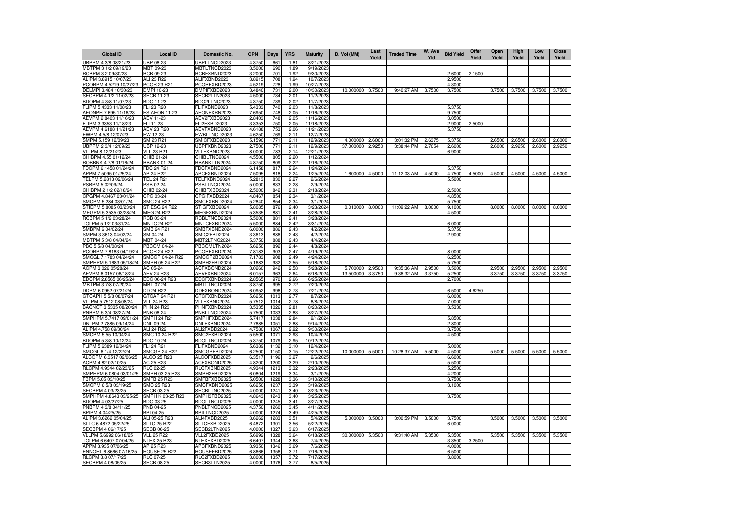| Global ID | Local ID | Domestic No. | CPN | Days | YRS | Maturity | D. Vol (MM) | Last Yield | Traded Time | W. Ave Yld | Bid Yield | Offer Yield | Open Yield | High Yield | Low Yield | Close Yield |
|---|---|---|---|---|---|---|---|---|---|---|---|---|---|---|---|---|
| UBPPM 4 3/8 08/21/23 | UBP 08-23 | UBPLTNCD2023 | 4.3750 | 661 | 1.81 | 8/21/2023 | | | | | | | | | | |
| MBTPM 3 1/2 09/19/23 | MBT 09-23 | MBTLTNCD2023 | 3.5000 | 690 | 1.89 | 9/19/2023 | | | | | | | | | | |
| RCBPM 3.2 09/30/23 | RCB 09-23 | RCBFXBND2023 | 3.2000 | 701 | 1.92 | 9/30/2023 | | | | | 2.6000 | 2.1500 | | | | |
| ALIPM 3.8915 10/07/23 | ALI 23 R22 | ALIFXBND2023 | 3.8915 | 708 | 1.94 | 10/7/2023 | | | | | 2.9500 | | | | | |
| PCORPM 4.5219 10/27/23 | PCOR 23 R21 | PCORFXBD2023 | 4.5219 | 728 | 1.99 | 10/27/2023 | | | | | 4.3000 | | | | | |
| DELMPI 3.484 10/30/23 | DMPI 10-23 | DMPIFXBD2023 | 3.4840 | 731 | 2.00 | 10/30/2023 | 10.000000 | 3.7500 | 9:40:27 AM | 3.7500 | 3.7500 | | 3.7500 | 3.7500 | 3.7500 | 3.7500 |
| SECBPM 4 1/2 11/02/23 | SECB 11-23 | SECB2LTN2023 | 4.5000 | 734 | 2.01 | 11/2/2023 | | | | | | | | | | |
| BDOPM 4 3/8 11/07/23 | BDO 11-23 | BDO2LTNC2023 | 4.3750 | 739 | 2.02 | 11/7/2023 | | | | | | | | | | |
| FLIPM 5.4333 11/08/23 | FLI 23 R20 | FLIFXBND2023 | 5.4333 | 740 | 2.03 | 11/8/2023 | | | | | 5.3750 | | | | | |
| AEONPH 7.695 11/16/23 | ES AEON 11-23 | AEONFXRN2023 | 7.6950 | 748 | 2.05 | 11/16/2023 | | | | | 9.7500 | | | | | |
| AEVPM 2.8403 11/16/23 | AEV 11-23 | AEV2FXBD2023 | 2.8403 | 748 | 2.05 | 11/16/2023 | | | | | 3.0500 | | | | | |
| FLIPM 3.3353 11/18/23 | FLI 11-23 | FLI2FXBD2023 | 3.3353 | 750 | 2.05 | 11/18/2023 | | | | | 2.9000 | 2.5000 | | | | |
| AEVPM 4.6188 11/21/23 | AEV 23 R20 | AEVFXBND2023 | 4.6188 | 753 | 2.06 | 11/21/2023 | | | | | 5.3750 | | | | | |
| EWPM 4 5/8 12/07/23 | EW 12-23 | EWBLTNCD2023 | 4.6250 | 769 | 2.11 | 12/7/2023 | | | | | | | | | | |
| SMPM 5.159 12/09/23 | SM 23 R21 | SMICFXBD2023 | 5.1590 | 771 | 2.11 | 12/9/2023 | 4.000000 | 2.6000 | 3:01:32 PM | 2.6375 | 5.3750 | | 2.6500 | 2.6500 | 2.6000 | 2.6000 |
| UBPPM 2 3/4 12/09/23 | UBP 12-23 | UBPFXBND2023 | 2.7500 | 771 | 2.11 | 12/9/2023 | 37.000000 | 2.9250 | 3:38:44 PM | 2.7054 | 2.6000 | | 2.6000 | 2.9250 | 2.6000 | 2.9250 |
| VLLPM 8 12/21/23 | VLL 23 R21 | VLLFXBND2023 | 8.0000 | 783 | 2.14 | 12/21/2023 | | | | | 6.9000 | | | | | |
| CHIBPM 4.55 01/12/24 | CHIB 01-24 | CHIBLTNC2024 | 4.5500 | 805 | 2.20 | 1/12/2024 | | | | | | | | | | |
| ROBBNK 4 7/8 01/16/24 | RBANK 01-24 | RBANKLTN2024 | 4.8750 | 809 | 2.22 | 1/16/2024 | | | | | | | | | | |
| FDCPM 6.1458 01/24/24 | FDC 24 R21 | FDCFXBND2024 | 6.1458 | 817 | 2.24 | 1/24/2024 | | | | | 5.3750 | | | | | |
| APPM 7.5095 01/25/24 | AP 24 R22 | APCFXBND2024 | 7.5095 | 818 | 2.24 | 1/25/2024 | 1.600000 | 4.5000 | 11:12:03 AM | 4.5000 | 4.7500 | 4.5000 | 4.5000 | 4.5000 | 4.5000 | 4.5000 |
| TELPM 5.2813 02/06/24 | TEL 24 R21 | TELFXBND2024 | 5.2813 | 830 | 2.27 | 2/6/2024 | | | | | 5.5000 | | | | | |
| PSBPM 5 02/09/24 | PSB 02-24 | PSBLTNCD2024 | 5.0000 | 833 | 2.28 | 2/9/2024 | | | | | | | | | | |
| CHIBPM 2 1/2 02/18/24 | CHIB 02-24 | CHIBFXBD2024 | 2.5000 | 842 | 2.31 | 2/18/2024 | | | | | 2.5000 | | | | | |
| CPGPM 4.8467 03/01/24 | CPG 03-24 | CPGIFXBD2024 | 4.8467 | 854 | 2.34 | 3/1/2024 | | | | | 4.8500 | | | | | |
| SMCPM 5.284 03/01/24 | SMC 24 R22 | SMCFXBND2024 | 5.2840 | 854 | 2.34 | 3/1/2024 | | | | | 5.7500 | | | | | |
| STIEPM 5.8085 03/23/24 | STIESG 24 R22 | STIGFXBD2024 | 5.8085 | 876 | 2.40 | 3/23/2024 | 0.010000 | 8.0000 | 11:09:22 AM | 8.0000 | 9.1000 | | 8.0000 | 8.0000 | 8.0000 | 8.0000 |
| MEGPM 5.3535 03/28/24 | MEG 24 R22 | MEGFXBND2024 | 5.3535 | 881 | 2.41 | 3/28/2024 | | | | | 4.5000 | | | | | |
| RCBPM 5 1/2 03/28/24 | RCB 03-24 | RCBLTNCD2024 | 5.5000 | 881 | 2.41 | 3/28/2024 | | | | | | | | | | |
| TOLPM 5 1/2 03/31/24 | MNTC 24 R21 | MNTCFXBD2024 | 5.5000 | 884 | 2.42 | 3/31/2024 | | | | | 6.0000 | | | | | |
| SMBPM 6 04/02/24 | SMB 24 R21 | SMBFXBND2024 | 6.0000 | 886 | 2.43 | 4/2/2024 | | | | | 5.3750 | | | | | |
| SMPM 3.3613 04/02/24 | SM 04-24 | SMIC2FBD2024 | 3.3613 | 886 | 2.43 | 4/2/2024 | | | | | 2.9000 | | | | | |
| MBTPM 5 3/8 04/04/24 | MBT 04-24 | MBT2LTNC2024 | 5.3750 | 888 | 2.43 | 4/4/2024 | | | | | | | | | | |
| PBC 5 5/8 04/08/24 | PBCOM 04-24 | PBCOMLTN2024 | 5.6250 | 892 | 2.44 | 4/8/2024 | | | | | | | | | | |
| PCORPM 7.8183 04/19/24 | PCOR 24 R22 | PCORFXBD2024 | 7.8183 | 903 | 2.47 | 4/19/2024 | | | | | 8.0000 | | | | | |
| SMCGL 7.1783 04/24/24 | SMCGP 04-24 R22 | SMCGP2BD2024 | 7.1783 | 908 | 2.49 | 4/24/2024 | | | | | 6.2500 | | | | | |
| SMPHPM 5.1683 05/18/24 | SMPH 05-24 R22 | SMPH2FBD2024 | 5.1683 | 932 | 2.55 | 5/18/2024 | | | | | 5.7500 | | | | | |
| ACPM 3.026 05/28/24 | AC 05-24 | ACFXBOND2024 | 3.0260 | 942 | 2.58 | 5/28/2024 | 5.700000 | 2.9500 | 9:35:36 AM | 2.9500 | 3.5000 | | 2.9500 | 2.9500 | 2.9500 | 2.9500 |
| AEVPM 6.0157 06/18/24 | AEV 24 R23 | AEVFXBND2024 | 6.0157 | 963 | 2.64 | 6/18/2024 | 13.500000 | 3.3750 | 9:36:32 AM | 3.3750 | 5.2500 | | 3.3750 | 3.3750 | 3.3750 | 3.3750 |
| EDCPM 2.8565 06/25/24 | EDC 06-24 R23 | EDCFXBND2024 | 2.8565 | 970 | 2.66 | 6/25/2024 | | | | | 2.7000 | | | | | |
| MBTPM 3 7/8 07/20/24 | MBT 07-24 | MBTLTNCD2024 | 3.8750 | 995 | 2.72 | 7/20/2024 | | | | | | | | | | |
| DDPM 6.0952 07/21/24 | DD 24 R22 | DDFXBOND2024 | 6.0952 | 996 | 2.73 | 7/21/2024 | | | | | 6.5000 | 4.6250 | | | | |
| GTCAPH 5 5/8 08/07/24 | GTCAP 24 R21 | GTCFXBND2024 | 5.6250 | 1013 | 2.77 | 8/7/2024 | | | | | 6.0000 | | | | | |
| VLLPM 5.7512 08/08/24 | VLL 24 R23 | VLLFXBND2024 | 5.7512 | 1014 | 2.78 | 8/8/2024 | | | | | 7.0000 | | | | | |
| BACNOT 3.5335 08/20/24 | PHN 24 R23 | PHNFXBND2024 | 3.5335 | 1026 | 2.81 | 8/20/2024 | | | | | 3.5330 | | | | | |
| PNBPM 5 3/4 08/27/24 | PNB 08-24 | PNBLTNCD2024 | 5.7500 | 1033 | 2.83 | 8/27/2024 | | | | | | | | | | |
| SMPHPM 5.7417 09/01/24 | SMPH 24 R21 | SMPHFXBD2024 | 5.7417 | 1038 | 2.84 | 9/1/2024 | | | | | 5.8500 | | | | | |
| DNLPM 2.7885 09/14/24 | DNL 09-24 | DNLFXBND2024 | 2.7885 | 1051 | 2.88 | 9/14/2024 | | | | | 2.8000 | | | | | |
| ALIPM 4.758 09/30/24 | ALI 24 R22 | ALI2FXBD2024 | 4.7580 | 1067 | 2.92 | 9/30/2024 | | | | | 3.7500 | | | | | |
| SMCPM 5.55 10/04/24 | SMC 10-24 R22 | SMC2FXBD2024 | 5.5500 | 1071 | 2.93 | 10/4/2024 | | | | | 4.5000 | | | | | |
| BDOPM 5 3/8 10/12/24 | BDO 10-24 | BDOLTNCD2024 | 5.3750 | 1079 | 2.95 | 10/12/2024 | | | | | | | | | | |
| FLIPM 5.6389 12/04/24 | FLI 24 R21 | FLIFXBND2024 | 5.6389 | 1132 | 3.10 | 12/4/2024 | | | | | 5.0000 | | | | | |
| SMCGL 6 1/4 12/22/24 | SMCGP 24 R22 | SMCGPFBD2024 | 6.2500 | 1150 | 3.15 | 12/22/2024 | 10.000000 | 5.5000 | 10:28:37 AM | 5.5000 | 4.5000 | | 5.5000 | 5.5000 | 5.5000 | 5.5000 |
| ALCOPM 6.3517 02/06/25 | ALCO 25 R23 | ALCOFXBD2025 | 6.3517 | 1196 | 3.27 | 2/6/2025 | | | | | 6.6000 | | | | | |
| ACPM 4.82 02/10/25 | AC 25 R23 | ACFXBOND2025 | 4.8200 | 1200 | 3.29 | 2/10/2025 | | | | | 5.5000 | | | | | |
| RLCPM 4.9344 02/23/25 | RLC 02-25 | RLCFXBND2025 | 4.9344 | 1213 | 3.32 | 2/23/2025 | | | | | 5.2500 | | | | | |
| SMPHPM 6.0804 03/01/25 | SMPH 03-25 R23 | SMPH2FBD2025 | 6.0804 | 1219 | 3.34 | 3/1/2025 | | | | | 4.2000 | | | | | |
| FBPM 5.05 03/10/25 | SMFB 25 R23 | SMFBFXBD2025 | 5.0500 | 1228 | 3.36 | 3/10/2025 | | | | | 3.7500 | | | | | |
| SMCPM 6 5/8 03/19/25 | SMC 25 R23 | SMCFXBND2025 | 6.6250 | 1237 | 3.39 | 3/19/2025 | | | | | 3.1000 | | | | | |
| SECBPM 4 03/23/25 | SECB 03-25 | SECBLTNC2025 | 4.0000 | 1241 | 3.40 | 3/23/2025 | | | | | | | | | | |
| SMPHPM 4.8643 03/25/25 | SMPH K 03-25 R23 | SMPH3FBD2025 | 4.8643 | 1243 | 3.40 | 3/25/2025 | | | | | 3.7500 | | | | | |
| BDOPM 4 03/27/25 | BDO 03-25 | BDOLTNCD2025 | 4.0000 | 1245 | 3.41 | 3/27/2025 | | | | | | | | | | |
| PNBPM 4 3/8 04/11/25 | PNB 04-25 | PNBLTNCD2025 | 4.3750 | 1260 | 3.45 | 4/11/2025 | | | | | | | | | | |
| BPIPM 4 04/25/25 | BPI 04-25 | BPILTNCD2025 | 4.0000 | 1274 | 3.49 | 4/25/2025 | | | | | | | | | | |
| ALIPM 3.6262 05/04/25 | ALI 05-25 R23 | ALI4FXBD2025 | 3.6262 | 1283 | 3.51 | 5/4/2025 | 5.000000 | 3.5000 | 3:00:59 PM | 3.5000 | 3.7500 | | 3.5000 | 3.5000 | 3.5000 | 3.5000 |
| SLTC 6.4872 05/22/25 | SLTC 25 R22 | SLTCFXBD2025 | 6.4872 | 1301 | 3.56 | 5/22/2025 | | | | | 6.0000 | | | | | |
| SECBPM 4 06/17/25 | SECB 06-25 | SECB2LTN2025 | 4.0000 | 1327 | 3.63 | 6/17/2025 | | | | | | | | | | |
| VLLPM 5.6992 06/18/25 | VLL 25 R22 | VLL2FXBD2025 | 5.6992 | 1328 | 3.64 | 6/18/2025 | 30.000000 | 5.3500 | 9:31:40 AM | 5.3500 | 5.3500 | | 5.3500 | 5.3500 | 5.3500 | 5.3500 |
| TOLPM 6.6407 07/04/25 | NLEX 25 R23 | NLEXFXBD2025 | 6.6407 | 1344 | 3.68 | 7/4/2025 | | | | | 3.3500 | 3.2500 | | | | |
| APPM 3.935 07/06/25 | AP 25 R23 | APCFXBND2025 | 3.9350 | 1346 | 3.69 | 7/6/2025 | | | | | 4.0000 | | | | | |
| ENNOHL 6.8666 07/16/25 | HOUSE 25 R22 | HOUSEFBD2025 | 6.8666 | 1356 | 3.71 | 7/16/2025 | | | | | 6.5000 | | | | | |
| RLCPM 3.8 07/17/25 | RLC 07-25 | RLC2FXBD2025 | 3.8000 | 1357 | 3.72 | 7/17/2025 | | | | | 3.8000 | | | | | |
| SECBPM 4 08/05/25 | SECB 08-25 | SECB3LTN2025 | 4.0000 | 1376 | 3.77 | 8/5/2025 | | | | | | | | | | |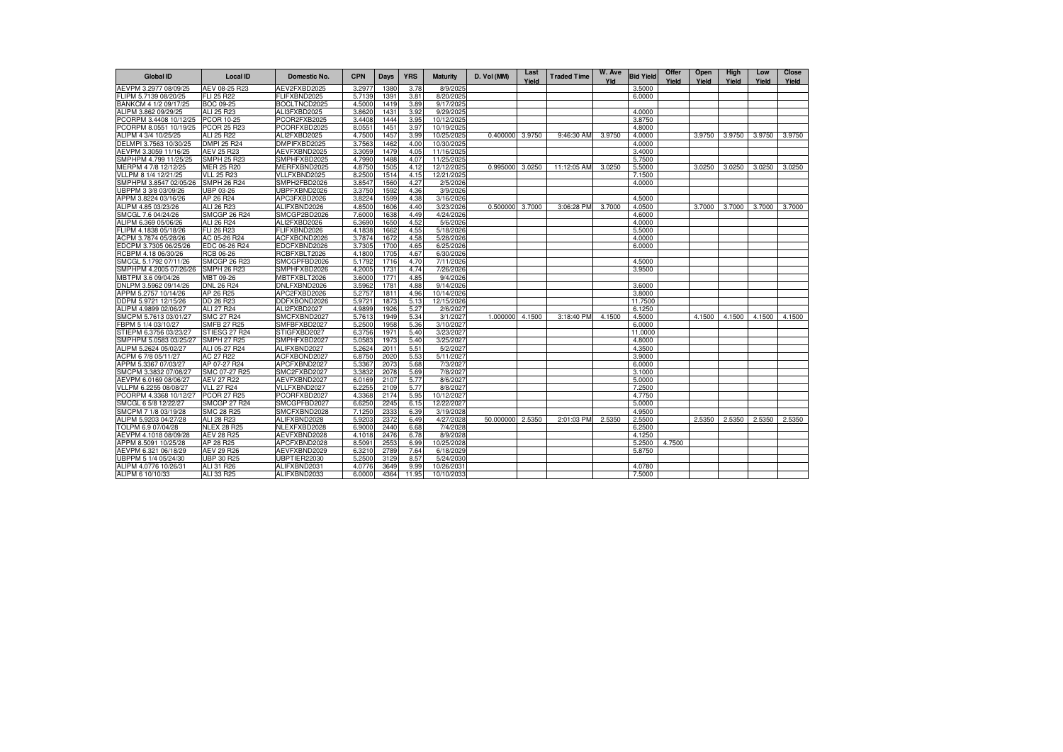| Global ID | Local ID | Domestic No. | CPN | Days | YRS | Maturity | D. Vol (MM) | Last Yield | Traded Time | W. Ave Yld | Bid Yield | Offer Yield | Open Yield | High Yield | Low Yield | Close Yield |
|---|---|---|---|---|---|---|---|---|---|---|---|---|---|---|---|---|
| AEVPM 3.2977 08/09/25 | AEV 08-25 R23 | AEV2FXBD2025 | 3.2977 | 1380 | 3.78 | 8/9/2025 | | | | | 3.5000 | | | | | |
| FLIPM 5.7139 08/20/25 | FLI 25 R22 | FLIFXBND2025 | 5.7139 | 1391 | 3.81 | 8/20/2025 | | | | | 6.0000 | | | | | |
| BANKCM 4 1/2 09/17/25 | BOC 09-25 | BOCLTNCD2025 | 4.5000 | 1419 | 3.89 | 9/17/2025 | | | | | | | | | | |
| ALIPM 3.862 09/29/25 | ALI 25 R23 | ALI3FXBD2025 | 3.8620 | 1431 | 3.92 | 9/29/2025 | | | | | 4.0000 | | | | | |
| PCORPM 3.4408 10/12/25 | PCOR 10-25 | PCOR2FXB2025 | 3.4408 | 1444 | 3.95 | 10/12/2025 | | | | | 3.8750 | | | | | |
| PCORPM 8.0551 10/19/25 | PCOR 25 R23 | PCORFXBD2025 | 8.0551 | 1451 | 3.97 | 10/19/2025 | | | | | 4.8000 | | | | | |
| ALIPM 4 3/4 10/25/25 | ALI 25 R22 | ALI2FXBD2025 | 4.7500 | 1457 | 3.99 | 10/25/2025 | 0.400000 | 3.9750 | 9:46:30 AM | 3.9750 | 4.0000 | | 3.9750 | 3.9750 | 3.9750 | 3.9750 |
| DELMPI 3.7563 10/30/25 | DMPI 25 R24 | DMPIFXBD2025 | 3.7563 | 1462 | 4.00 | 10/30/2025 | | | | | 4.0000 | | | | | |
| AEVPM 3.3059 11/16/25 | AEV 25 R23 | AEVFXBND2025 | 3.3059 | 1479 | 4.05 | 11/16/2025 | | | | | 3.4000 | | | | | |
| SMPHPM 4.799 11/25/25 | SMPH 25 R23 | SMPHFXBD2025 | 4.7990 | 1488 | 4.07 | 11/25/2025 | | | | | 5.7500 | | | | | |
| MERPM 4 7/8 12/12/25 | MER 25 R20 | MERFXBND2025 | 4.8750 | 1505 | 4.12 | 12/12/2025 | 0.995000 | 3.0250 | 11:12:05 AM | 3.0250 | 5.5000 | | 3.0250 | 3.0250 | 3.0250 | 3.0250 |
| VLLPM 8 1/4 12/21/25 | VLL 25 R23 | VLLFXBND2025 | 8.2500 | 1514 | 4.15 | 12/21/2025 | | | | | 7.1500 | | | | | |
| SMPHPM 3.8547 02/05/26 | SMPH 26 R24 | SMPH2FBD2026 | 3.8547 | 1560 | 4.27 | 2/5/2026 | | | | | 4.0000 | | | | | |
| UBPPM 3 3/8 03/09/26 | UBP 03-26 | UBPFXBND2026 | 3.3750 | 1592 | 4.36 | 3/9/2026 | | | | | | | | | | |
| APPM 3.8224 03/16/26 | AP 26 R24 | APC3FXBD2026 | 3.8224 | 1599 | 4.38 | 3/16/2026 | | | | | 4.5000 | | | | | |
| ALIPM 4.85 03/23/26 | ALI 26 R23 | ALIFXBND2026 | 4.8500 | 1606 | 4.40 | 3/23/2026 | 0.500000 | 3.7000 | 3:06:28 PM | 3.7000 | 4.0500 | | 3.7000 | 3.7000 | 3.7000 | 3.7000 |
| SMCGL 7.6 04/24/26 | SMCGP 26 R24 | SMCGP2BD2026 | 7.6000 | 1638 | 4.49 | 4/24/2026 | | | | | 4.6000 | | | | | |
| ALIPM 6.369 05/06/26 | ALI 26 R24 | ALI2FXBD2026 | 6.3690 | 1650 | 4.52 | 5/6/2026 | | | | | 4.0000 | | | | | |
| FLIPM 4.1838 05/18/26 | FLI 26 R23 | FLIFXBND2026 | 4.1838 | 1662 | 4.55 | 5/18/2026 | | | | | 5.5000 | | | | | |
| ACPM 3.7874 05/28/26 | AC 05-26 R24 | ACFXBOND2026 | 3.7874 | 1672 | 4.58 | 5/28/2026 | | | | | 4.0000 | | | | | |
| EDCPM 3.7305 06/25/26 | EDC 06-26 R24 | EDCFXBND2026 | 3.7305 | 1700 | 4.65 | 6/25/2026 | | | | | 6.0000 | | | | | |
| RCBPM 4.18 06/30/26 | RCB 06-26 | RCBFXBLT2026 | 4.1800 | 1705 | 4.67 | 6/30/2026 | | | | | | | | | | |
| SMCGL 5.1792 07/11/26 | SMCGP 26 R23 | SMCGPFBD2026 | 5.1792 | 1716 | 4.70 | 7/11/2026 | | | | | 4.5000 | | | | | |
| SMPHPM 4.2005 07/26/26 | SMPH 26 R23 | SMPHFXBD2026 | 4.2005 | 1731 | 4.74 | 7/26/2026 | | | | | 3.9500 | | | | | |
| MBTPM 3.6 09/04/26 | MBT 09-26 | MBTFXBLT2026 | 3.6000 | 1771 | 4.85 | 9/4/2026 | | | | | | | | | | |
| DNLPM 3.5962 09/14/26 | DNL 26 R24 | DNLFXBND2026 | 3.5962 | 1781 | 4.88 | 9/14/2026 | | | | | 3.6000 | | | | | |
| APPM 5.2757 10/14/26 | AP 26 R25 | APC2FXBD2026 | 5.2757 | 1811 | 4.96 | 10/14/2026 | | | | | 3.8000 | | | | | |
| DDPM 5.9721 12/15/26 | DD 26 R23 | DDFXBOND2026 | 5.9721 | 1873 | 5.13 | 12/15/2026 | | | | | 11.7500 | | | | | |
| ALIPM 4.9899 02/06/27 | ALI 27 R24 | ALI2FXBD2027 | 4.9899 | 1926 | 5.27 | 2/6/2027 | | | | | 6.1250 | | | | | |
| SMCPM 5.7613 03/01/27 | SMC 27 R24 | SMCFXBND2027 | 5.7613 | 1949 | 5.34 | 3/1/2027 | 1.000000 | 4.1500 | 3:18:40 PM | 4.1500 | 4.5000 | | 4.1500 | 4.1500 | 4.1500 | 4.1500 |
| FBPM 5 1/4 03/10/27 | SMFB 27 R25 | SMFBFXBD2027 | 5.2500 | 1958 | 5.36 | 3/10/2027 | | | | | 6.0000 | | | | | |
| STIEPM 6.3756 03/23/27 | STIESG 27 R24 | STIGFXBD2027 | 6.3756 | 1971 | 5.40 | 3/23/2027 | | | | | 11.0000 | | | | | |
| SMPHPM 5.0583 03/25/27 | SMPH 27 R25 | SMPHFXBD2027 | 5.0583 | 1973 | 5.40 | 3/25/2027 | | | | | 4.8000 | | | | | |
| ALIPM 5.2624 05/02/27 | ALI 05-27 R24 | ALIFXBND2027 | 5.2624 | 2011 | 5.51 | 5/2/2027 | | | | | 4.3500 | | | | | |
| ACPM 6 7/8 05/11/27 | AC 27 R22 | ACFXBOND2027 | 6.8750 | 2020 | 5.53 | 5/11/2027 | | | | | 3.9000 | | | | | |
| APPM 5.3367 07/03/27 | AP 07-27 R24 | APCFXBND2027 | 5.3367 | 2073 | 5.68 | 7/3/2027 | | | | | 6.0000 | | | | | |
| SMCPM 3.3832 07/08/27 | SMC 07-27 R25 | SMC2FXBD2027 | 3.3832 | 2078 | 5.69 | 7/8/2027 | | | | | 3.1000 | | | | | |
| AEVPM 6.0169 08/06/27 | AEV 27 R22 | AEVFXBND2027 | 6.0169 | 2107 | 5.77 | 8/6/2027 | | | | | 5.0000 | | | | | |
| VLLPM 6.2255 08/08/27 | VLL 27 R24 | VLLFXBND2027 | 6.2255 | 2109 | 5.77 | 8/8/2027 | | | | | 7.2500 | | | | | |
| PCORPM 4.3368 10/12/27 | PCOR 27 R25 | PCORFXBD2027 | 4.3368 | 2174 | 5.95 | 10/12/2027 | | | | | 4.7750 | | | | | |
| SMCGL 6 5/8 12/22/27 | SMCGP 27 R24 | SMCGPFBD2027 | 6.6250 | 2245 | 6.15 | 12/22/2027 | | | | | 5.0000 | | | | | |
| SMCPM 7 1/8 03/19/28 | SMC 28 R25 | SMCFXBND2028 | 7.1250 | 2333 | 6.39 | 3/19/2028 | | | | | 4.9500 | | | | | |
| ALIPM 5.9203 04/27/28 | ALI 28 R23 | ALIFXBND2028 | 5.9203 | 2372 | 6.49 | 4/27/2028 | 50.000000 | 2.5350 | 2:01:03 PM | 2.5350 | 2.5500 | | 2.5350 | 2.5350 | 2.5350 | 2.5350 |
| TOLPM 6.9 07/04/28 | NLEX 28 R25 | NLEXFXBD2028 | 6.9000 | 2440 | 6.68 | 7/4/2028 | | | | | 6.2500 | | | | | |
| AEVPM 4.1018 08/09/28 | AEV 28 R25 | AEVFXBND2028 | 4.1018 | 2476 | 6.78 | 8/9/2028 | | | | | 4.1250 | | | | | |
| APPM 8.5091 10/25/28 | AP 28 R25 | APCFXBND2028 | 8.5091 | 2553 | 6.99 | 10/25/2028 | | | | | 5.2500 | 4.7500 | | | | |
| AEVPM 6.321 06/18/29 | AEV 29 R26 | AEVFXBND2029 | 6.3210 | 2789 | 7.64 | 6/18/2029 | | | | | 5.8750 | | | | | |
| UBPPM 5 1/4 05/24/30 | UBP 30 R25 | UBPTIER22030 | 5.2500 | 3129 | 8.57 | 5/24/2030 | | | | | | | | | | |
| ALIPM 4.0776 10/26/31 | ALI 31 R26 | ALIFXBND2031 | 4.0776 | 3649 | 9.99 | 10/26/2031 | | | | | 4.0780 | | | | | |
| ALIPM 6 10/10/33 | ALI 33 R25 | ALIFXBND2033 | 6.0000 | 4364 | 11.95 | 10/10/2033 | | | | | 7.5000 | | | | | |